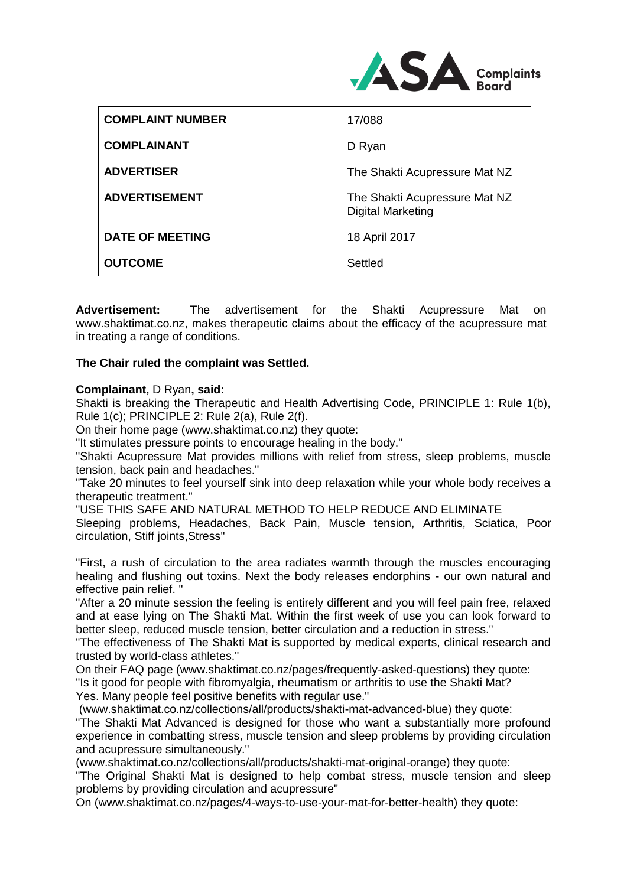| | |
|---|---|
| **COMPLAINT NUMBER** | 17/088 |
| **COMPLAINANT** | D Ryan |
| **ADVERTISER** | The Shakti Acupressure Mat NZ |
| **ADVERTISEMENT** | The Shakti Acupressure Mat NZ Digital Marketing |
| **DATE OF MEETING** | 18 April 2017 |
| **OUTCOME** | Settled |

**Advertisement:** The advertisement for the Shakti Acupressure Mat on www.shaktimat.co.nz, makes therapeutic claims about the efficacy of the acupressure mat in treating a range of conditions.

**The Chair ruled the complaint was Settled.**

**Complainant,** D Ryan**, said:**

Shakti is breaking the Therapeutic and Health Advertising Code, PRINCIPLE 1: Rule 1(b), Rule 1(c); PRINCIPLE 2: Rule 2(a), Rule 2(f).

On their home page (www.shaktimat.co.nz) they quote:

"It stimulates pressure points to encourage healing in the body."

"Shakti Acupressure Mat provides millions with relief from stress, sleep problems, muscle tension, back pain and headaches."

"Take 20 minutes to feel yourself sink into deep relaxation while your whole body receives a therapeutic treatment."

"USE THIS SAFE AND NATURAL METHOD TO HELP REDUCE AND ELIMINATE
Sleeping problems, Headaches, Back Pain, Muscle tension, Arthritis, Sciatica, Poor circulation, Stiff joints,Stress"

"First, a rush of circulation to the area radiates warmth through the muscles encouraging healing and flushing out toxins. Next the body releases endorphins - our own natural and effective pain relief. "

"After a 20 minute session the feeling is entirely different and you will feel pain free, relaxed and at ease lying on The Shakti Mat. Within the first week of use you can look forward to better sleep, reduced muscle tension, better circulation and a reduction in stress."

"The effectiveness of The Shakti Mat is supported by medical experts, clinical research and trusted by world-class athletes."

On their FAQ page (www.shaktimat.co.nz/pages/frequently-asked-questions) they quote:

"Is it good for people with fibromyalgia, rheumatism or arthritis to use the Shakti Mat?
Yes. Many people feel positive benefits with regular use."

(www.shaktimat.co.nz/collections/all/products/shakti-mat-advanced-blue) they quote:

"The Shakti Mat Advanced is designed for those who want a substantially more profound experience in combatting stress, muscle tension and sleep problems by providing circulation and acupressure simultaneously."

(www.shaktimat.co.nz/collections/all/products/shakti-mat-original-orange) they quote:

"The Original Shakti Mat is designed to help combat stress, muscle tension and sleep problems by providing circulation and acupressure"

On (www.shaktimat.co.nz/pages/4-ways-to-use-your-mat-for-better-health) they quote: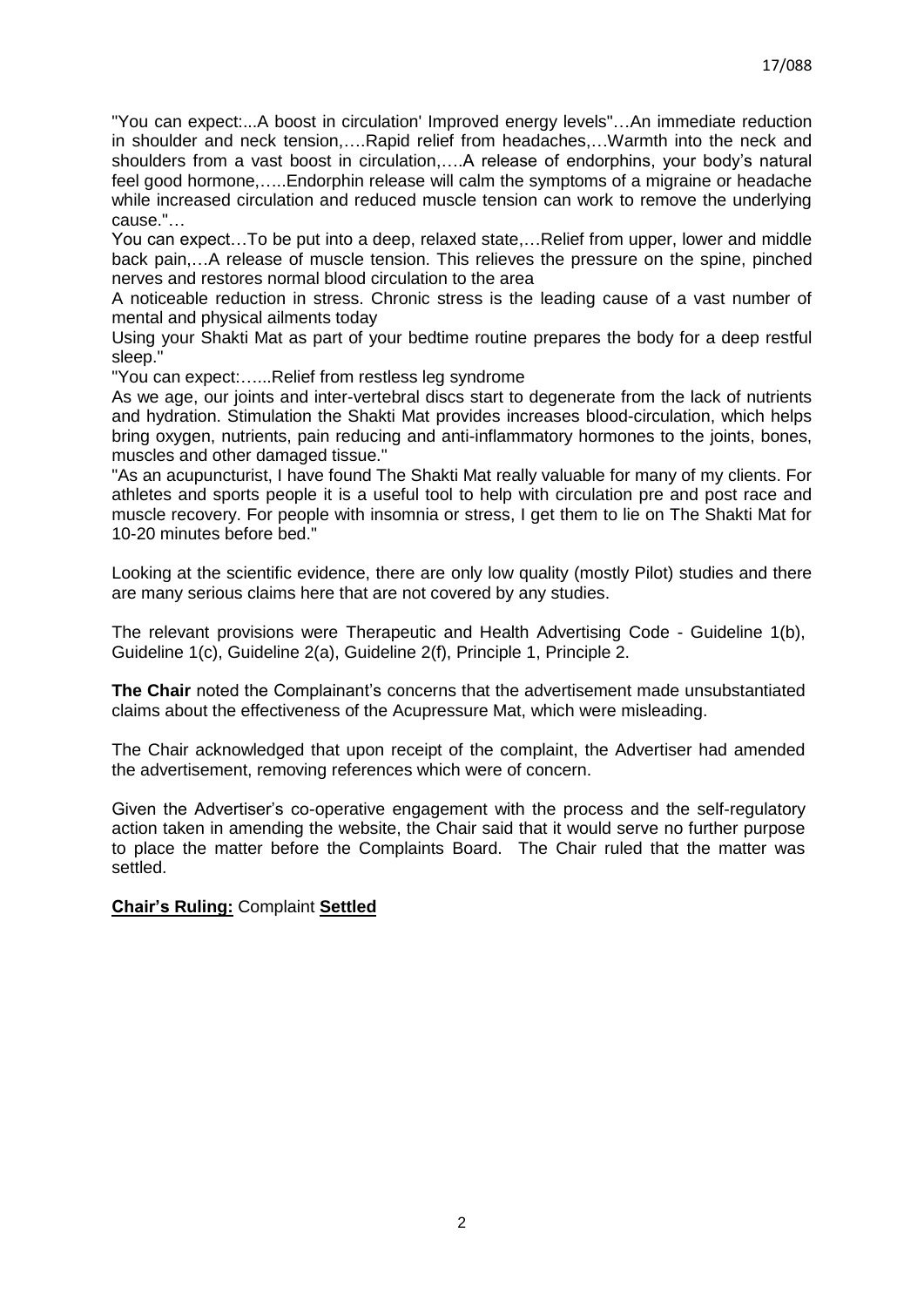"You can expect:...A boost in circulation' Improved energy levels"…An immediate reduction in shoulder and neck tension,….Rapid relief from headaches,…Warmth into the neck and shoulders from a vast boost in circulation,….A release of endorphins, your body's natural feel good hormone,…..Endorphin release will calm the symptoms of a migraine or headache while increased circulation and reduced muscle tension can work to remove the underlying cause."…

You can expect…To be put into a deep, relaxed state,…Relief from upper, lower and middle back pain,…A release of muscle tension. This relieves the pressure on the spine, pinched nerves and restores normal blood circulation to the area

A noticeable reduction in stress. Chronic stress is the leading cause of a vast number of mental and physical ailments today

Using your Shakti Mat as part of your bedtime routine prepares the body for a deep restful sleep."

"You can expect:…...Relief from restless leg syndrome

As we age, our joints and inter-vertebral discs start to degenerate from the lack of nutrients and hydration. Stimulation the Shakti Mat provides increases blood-circulation, which helps bring oxygen, nutrients, pain reducing and anti-inflammatory hormones to the joints, bones, muscles and other damaged tissue."

"As an acupuncturist, I have found The Shakti Mat really valuable for many of my clients. For athletes and sports people it is a useful tool to help with circulation pre and post race and muscle recovery. For people with insomnia or stress, I get them to lie on The Shakti Mat for 10-20 minutes before bed."

Looking at the scientific evidence, there are only low quality (mostly Pilot) studies and there are many serious claims here that are not covered by any studies.

The relevant provisions were Therapeutic and Health Advertising Code - Guideline 1(b), Guideline 1(c), Guideline 2(a), Guideline 2(f), Principle 1, Principle 2.

**The Chair** noted the Complainant's concerns that the advertisement made unsubstantiated claims about the effectiveness of the Acupressure Mat, which were misleading.

The Chair acknowledged that upon receipt of the complaint, the Advertiser had amended the advertisement, removing references which were of concern.

Given the Advertiser's co-operative engagement with the process and the self-regulatory action taken in amending the website, the Chair said that it would serve no further purpose to place the matter before the Complaints Board. The Chair ruled that the matter was settled.

**Chair's Ruling:** Complaint **Settled**